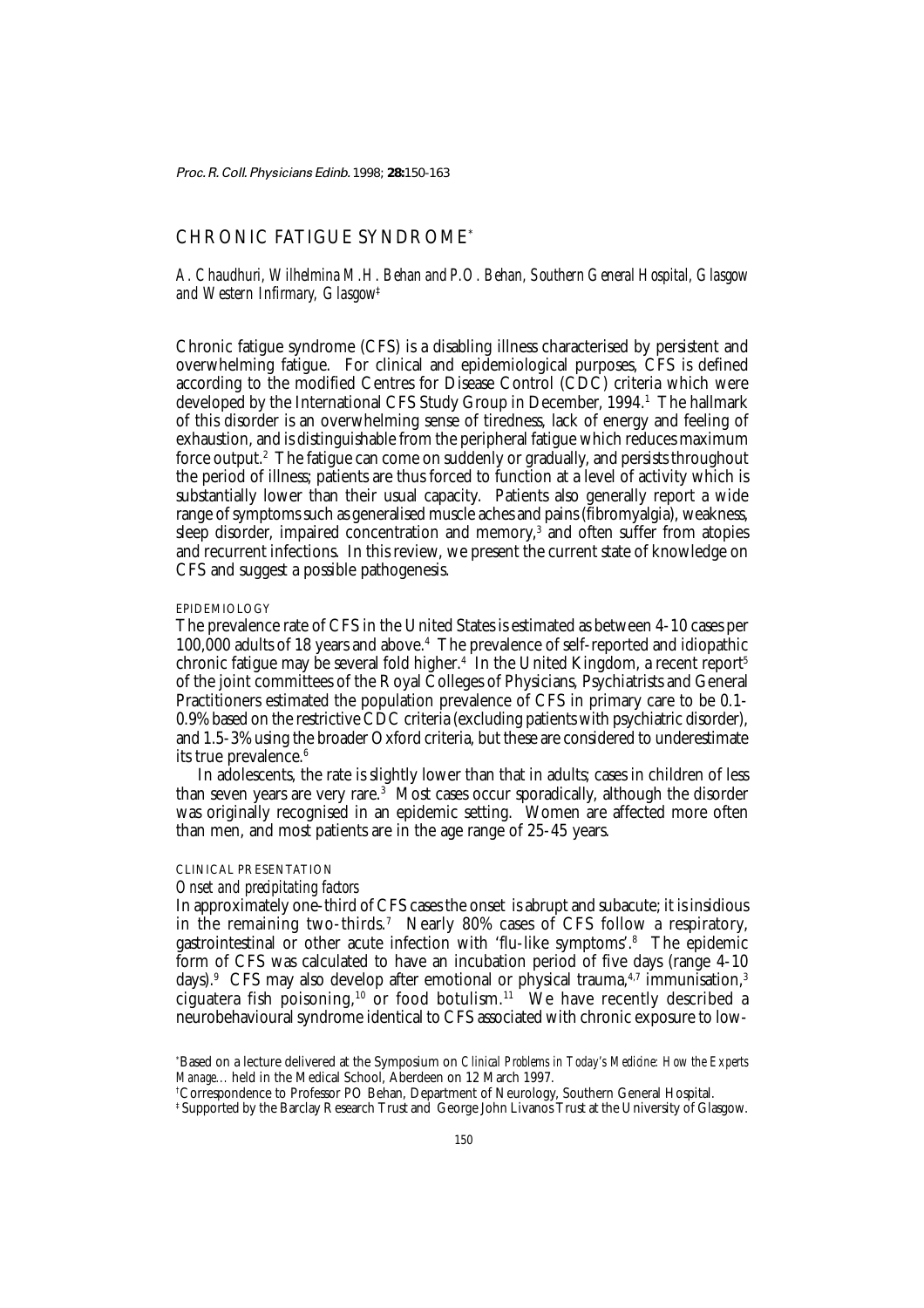# CHRONIC FATIGUE SYNDROME*

*A. Chaudhuri, Wilhelmina M.H. Behan and P.O. Behan, Southern General Hospital, Glasgow and Western Infirmary, Glasgow‡*

Chronic fatigue syndrome (CFS) is a disabling illness characterised by persistent and overwhelming fatigue. For clinical and epidemiological purposes, CFS is defined according to the modified Centres for Disease Control (CDC) criteria which were developed by the International CFS Study Group in December, 1994.[1] The hallmark of this disorder is an overwhelming sense of tiredness, lack of energy and feeling of exhaustion, and is distinguishable from the peripheral fatigue which reduces maximum force output.[2] The fatigue can come on suddenly or gradually, and persists throughout the period of illness; patients are thus forced to function at a level of activity which is substantially lower than their usual capacity. Patients also generally report a wide range of symptoms such as generalised muscle aches and pains (fibromyalgia), weakness, sleep disorder, impaired concentration and memory,[3] and often suffer from atopies and recurrent infections. In this review, we present the current state of knowledge on CFS and suggest a possible pathogenesis.

## EPIDEMIOLOGY

The prevalence rate of CFS in the United States is estimated as between 4-10 cases per 100,000 adults of 18 years and above.[4] The prevalence of self-reported and idiopathic chronic fatigue may be several fold higher.[4] In the United Kingdom, a recent report[5] of the joint committees of the Royal Colleges of Physicians, Psychiatrists and General Practitioners estimated the population prevalence of CFS in primary care to be 0.1-0.9% based on the restrictive CDC criteria (excluding patients with psychiatric disorder), and 1.5-3% using the broader Oxford criteria, but these are considered to underestimate its true prevalence.[6]

In adolescents, the rate is slightly lower than that in adults; cases in children of less than seven years are very rare.[3] Most cases occur sporadically, although the disorder was originally recognised in an epidemic setting. Women are affected more often than men, and most patients are in the age range of 25-45 years.

## CLINICAL PRESENTATION

### *Onset and precipitating factors*

In approximately one-third of CFS cases the onset is abrupt and subacute; it is insidious in the remaining two-thirds.[7] Nearly 80% cases of CFS follow a respiratory, gastrointestinal or other acute infection with 'flu-like symptoms'.[8] The epidemic form of CFS was calculated to have an incubation period of five days (range 4-10 days).[9] CFS may also develop after emotional or physical trauma,[4,7] immunisation,[3] ciguatera fish poisoning,[10] or food botulism.[11] We have recently described a neurobehavioural syndrome identical to CFS associated with chronic exposure to low-

---

*Based on a lecture delivered at the Symposium on *Clinical Problems in Today's Medicine: How the Experts Manage...* held in the Medical School, Aberdeen on 12 March 1997.

†Correspondence to Professor PO Behan, Department of Neurology, Southern General Hospital.

‡ Supported by the Barclay Research Trust and George John Livanos Trust at the University of Glasgow.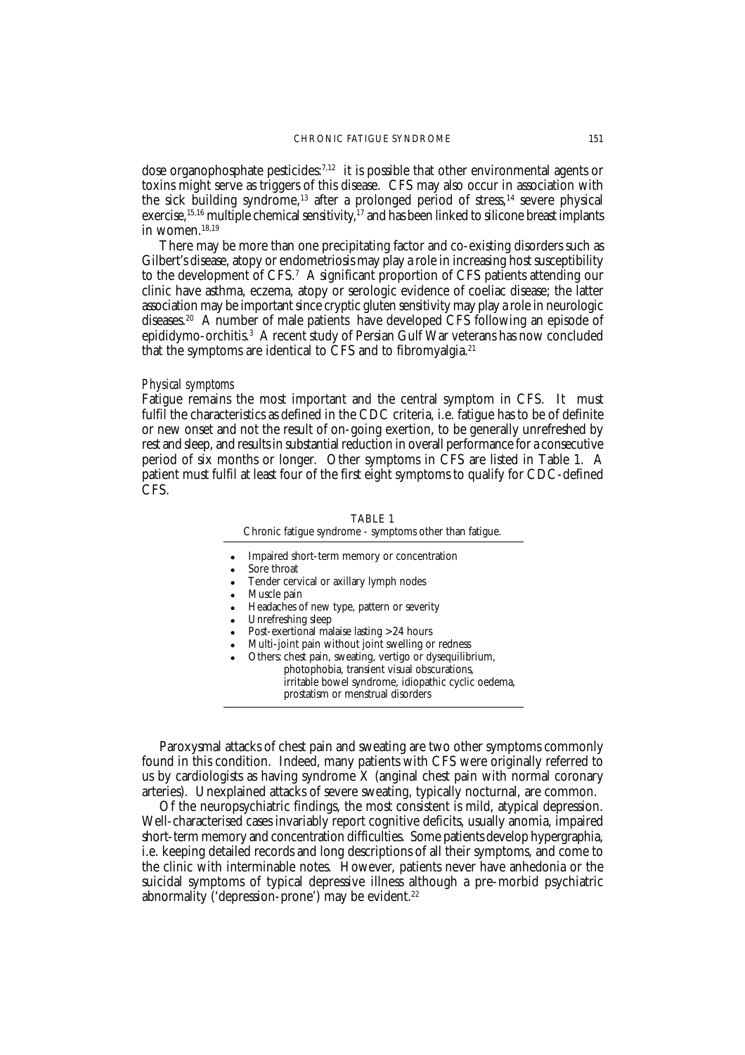dose organophosphate pesticides:[7,12] it is possible that other environmental agents or toxins might serve as triggers of this disease. CFS may also occur in association with the sick building syndrome,[13] after a prolonged period of stress,[14] severe physical exercise,[15,16] multiple chemical sensitivity,[17] and has been linked to silicone breast implants in women.[18,19]

There may be more than one precipitating factor and co-existing disorders such as Gilbert's disease, atopy or endometriosis may play a role in increasing host susceptibility to the development of CFS.[7] A significant proportion of CFS patients attending our clinic have asthma, eczema, atopy or serologic evidence of coeliac disease; the latter association may be important since cryptic gluten sensitivity may play a role in neurologic diseases.[20] A number of male patients have developed CFS following an episode of epididymo-orchitis.[3] A recent study of Persian Gulf War veterans has now concluded that the symptoms are identical to CFS and to fibromyalgia.[21]

### *Physical symptoms*

Fatigue remains the most important and the central symptom in CFS. It must fulfil the characteristics as defined in the CDC criteria, i.e. fatigue has to be of definite or new onset and not the result of on-going exertion, to be generally unrefreshed by rest and sleep, and results in substantial reduction in overall performance for a consecutive period of six months or longer. Other symptoms in CFS are listed in Table 1. A patient must fulfil at least four of the first eight symptoms to qualify for CDC-defined CFS.

TABLE 1
Chronic fatigue syndrome - symptoms other than fatigue.

- Impaired short-term memory or concentration
- Sore throat
- Tender cervical or axillary lymph nodes
- Muscle pain
- Headaches of new type, pattern or severity
- Unrefreshing sleep
- Post-exertional malaise lasting >24 hours
- Multi-joint pain without joint swelling or redness
- Others: chest pain, sweating, vertigo or dysequilibrium, photophobia, transient visual obscurations, irritable bowel syndrome, idiopathic cyclic oedema, prostatism or menstrual disorders

Paroxysmal attacks of chest pain and sweating are two other symptoms commonly found in this condition. Indeed, many patients with CFS were originally referred to us by cardiologists as having syndrome X (anginal chest pain with normal coronary arteries). Unexplained attacks of severe sweating, typically nocturnal, are common.

Of the neuropsychiatric findings, the most consistent is mild, atypical depression. Well-characterised cases invariably report cognitive deficits, usually anomia, impaired short-term memory and concentration difficulties. Some patients develop hypergraphia, i.e. keeping detailed records and long descriptions of all their symptoms, and come to the clinic with interminable notes. However, patients never have anhedonia or the suicidal symptoms of typical depressive illness although a pre-morbid psychiatric abnormality ('depression-prone') may be evident.[22]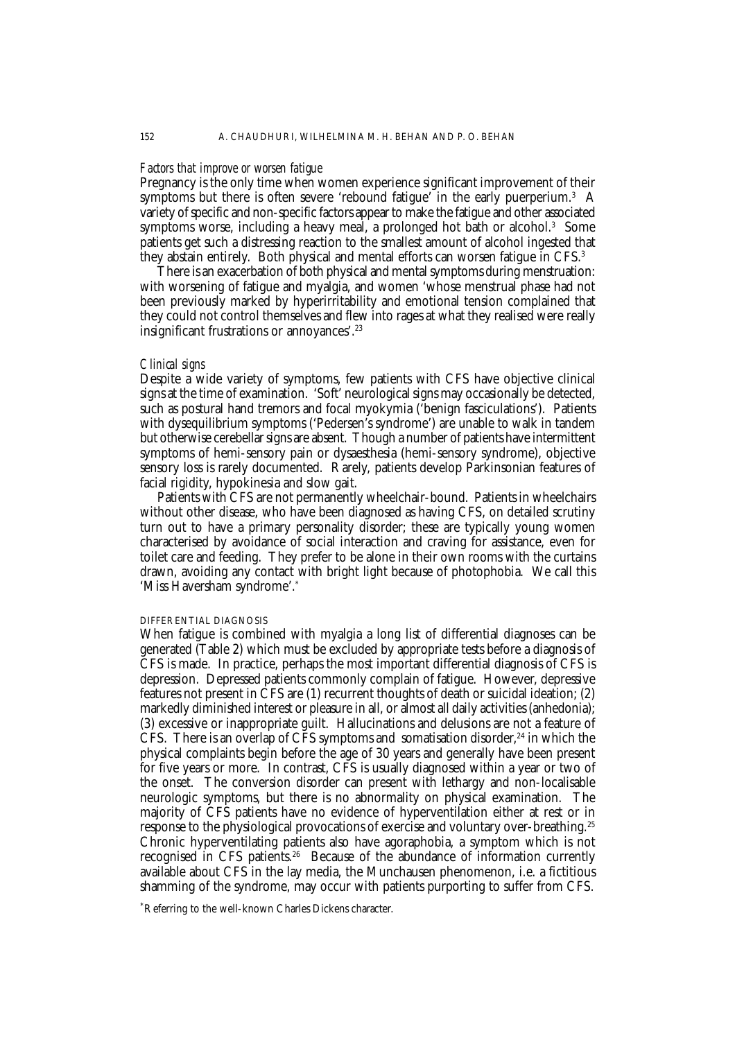### *Factors that improve or worsen fatigue*

Pregnancy is the only time when women experience significant improvement of their symptoms but there is often severe 'rebound fatigue' in the early puerperium.[3] A variety of specific and non-specific factors appear to make the fatigue and other associated symptoms worse, including a heavy meal, a prolonged hot bath or alcohol.[3] Some patients get such a distressing reaction to the smallest amount of alcohol ingested that they abstain entirely. Both physical and mental efforts can worsen fatigue in CFS.[3]

There is an exacerbation of both physical and mental symptoms during menstruation: with worsening of fatigue and myalgia, and women 'whose menstrual phase had not been previously marked by hyperirritability and emotional tension complained that they could not control themselves and flew into rages at what they realised were really insignificant frustrations or annoyances'.[23]

### *Clinical signs*

Despite a wide variety of symptoms, few patients with CFS have objective clinical signs at the time of examination. 'Soft' neurological signs may occasionally be detected, such as postural hand tremors and focal myokymia ('benign fasciculations'). Patients with dysequilibrium symptoms ('Pedersen's syndrome') are unable to walk in tandem but otherwise cerebellar signs are absent. Though a number of patients have intermittent symptoms of hemi-sensory pain or dysaesthesia (hemi-sensory syndrome), objective sensory loss is rarely documented. Rarely, patients develop Parkinsonian features of facial rigidity, hypokinesia and slow gait.

Patients with CFS are not permanently wheelchair-bound. Patients in wheelchairs without other disease, who have been diagnosed as having CFS, on detailed scrutiny turn out to have a primary personality disorder; these are typically young women characterised by avoidance of social interaction and craving for assistance, even for toilet care and feeding. They prefer to be alone in their own rooms with the curtains drawn, avoiding any contact with bright light because of photophobia. We call this 'Miss Haversham syndrome'.*

## DIFFERENTIAL DIAGNOSIS

When fatigue is combined with myalgia a long list of differential diagnoses can be generated (Table 2) which must be excluded by appropriate tests before a diagnosis of CFS is made. In practice, perhaps the most important differential diagnosis of CFS is depression. Depressed patients commonly complain of fatigue. However, depressive features not present in CFS are (1) recurrent thoughts of death or suicidal ideation; (2) markedly diminished interest or pleasure in all, or almost all daily activities (anhedonia); (3) excessive or inappropriate guilt. Hallucinations and delusions are not a feature of CFS. There is an overlap of CFS symptoms and somatisation disorder,[24] in which the physical complaints begin before the age of 30 years and generally have been present for five years or more. In contrast, CFS is usually diagnosed within a year or two of the onset. The conversion disorder can present with lethargy and non-localisable neurologic symptoms, but there is no abnormality on physical examination. The majority of CFS patients have no evidence of hyperventilation either at rest or in response to the physiological provocations of exercise and voluntary over-breathing.[25] Chronic hyperventilating patients also have agoraphobia, a symptom which is not recognised in CFS patients.[26] Because of the abundance of information currently available about CFS in the lay media, the Munchausen phenomenon, i.e. a fictitious shamming of the syndrome, may occur with patients purporting to suffer from CFS.

*Referring to the well-known Charles Dickens character.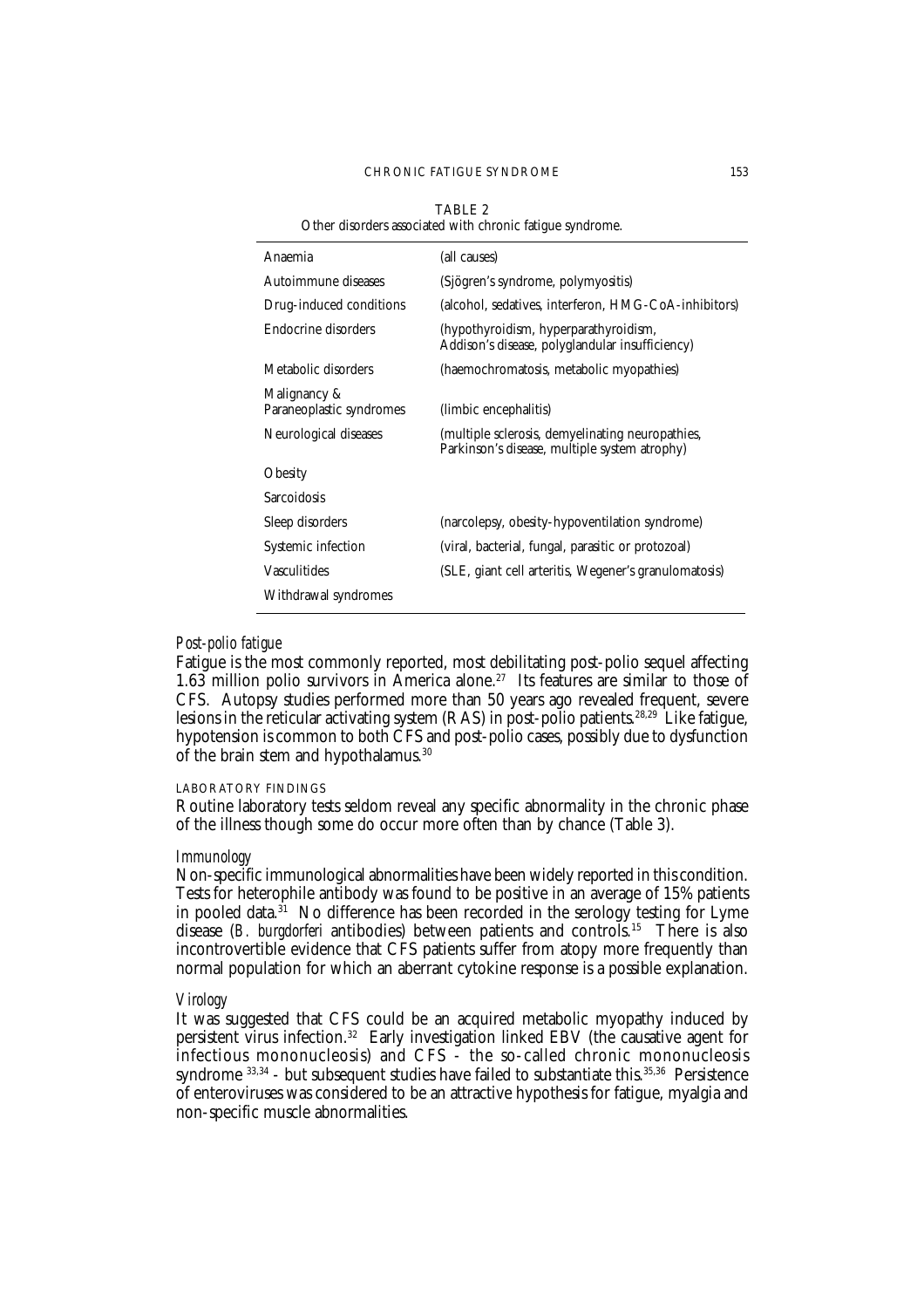TABLE 2
Other disorders associated with chronic fatigue syndrome.

| | |
|---|---|
| Anaemia | (all causes) |
| Autoimmune diseases | (Sjögren's syndrome, polymyositis) |
| Drug-induced conditions | (alcohol, sedatives, interferon, HMG-CoA-inhibitors) |
| Endocrine disorders | (hypothyroidism, hyperparathyroidism, Addison's disease, polyglandular insufficiency) |
| Metabolic disorders | (haemochromatosis, metabolic myopathies) |
| Malignancy & Paraneoplastic syndromes | (limbic encephalitis) |
| Neurological diseases | (multiple sclerosis, demyelinating neuropathies, Parkinson's disease, multiple system atrophy) |
| Obesity | |
| Sarcoidosis | |
| Sleep disorders | (narcolepsy, obesity-hypoventilation syndrome) |
| Systemic infection | (viral, bacterial, fungal, parasitic or protozoal) |
| Vasculitides | (SLE, giant cell arteritis, Wegener's granulomatosis) |
| Withdrawal syndromes | |

### *Post-polio fatigue*

Fatigue is the most commonly reported, most debilitating post-polio sequel affecting 1.63 million polio survivors in America alone.[27] Its features are similar to those of CFS. Autopsy studies performed more than 50 years ago revealed frequent, severe lesions in the reticular activating system (RAS) in post-polio patients.[28,29] Like fatigue, hypotension is common to both CFS and post-polio cases, possibly due to dysfunction of the brain stem and hypothalamus.[30]

## LABORATORY FINDINGS

Routine laboratory tests seldom reveal any specific abnormality in the chronic phase of the illness though some do occur more often than by chance (Table 3).

### *Immunology*

Non-specific immunological abnormalities have been widely reported in this condition. Tests for heterophile antibody was found to be positive in an average of 15% patients in pooled data.[31] No difference has been recorded in the serology testing for Lyme disease (*B. burgdorferi* antibodies) between patients and controls.[15] There is also incontrovertible evidence that CFS patients suffer from atopy more frequently than normal population for which an aberrant cytokine response is a possible explanation.

### *Virology*

It was suggested that CFS could be an acquired metabolic myopathy induced by persistent virus infection.[32] Early investigation linked EBV (the causative agent for infectious mononucleosis) and CFS - the so-called chronic mononucleosis syndrome [33,34] - but subsequent studies have failed to substantiate this.[35,36] Persistence of enteroviruses was considered to be an attractive hypothesis for fatigue, myalgia and non-specific muscle abnormalities.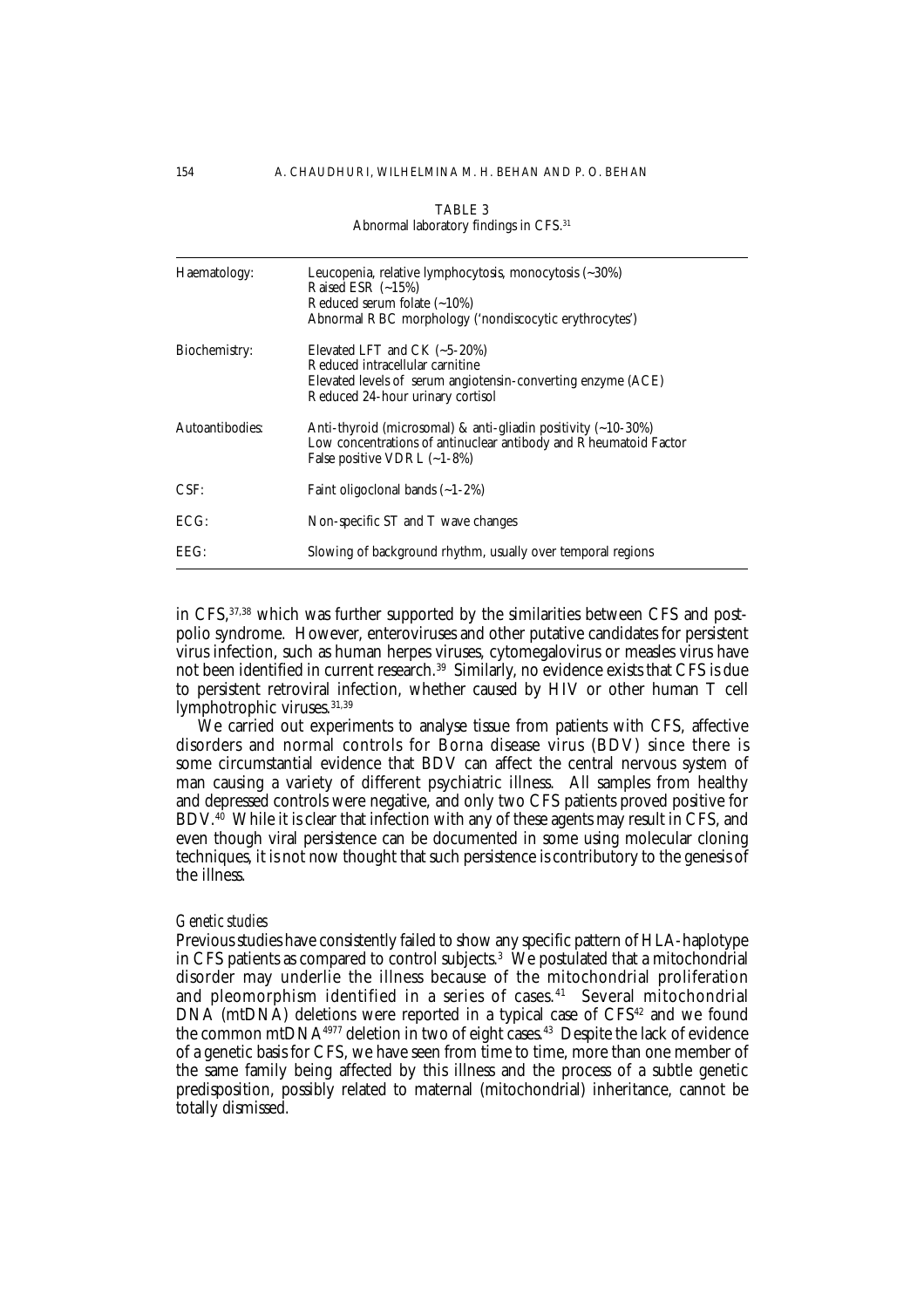TABLE 3
Abnormal laboratory findings in CFS.[31]

| | |
|---|---|
| Haematology: | Leucopenia, relative lymphocytosis, monocytosis (~30%)<br>Raised ESR (~15%)<br>Reduced serum folate (~10%)<br>Abnormal RBC morphology ('nondiscocytic erythrocytes') |
| Biochemistry: | Elevated LFT and CK (~5-20%)<br>Reduced intracellular carnitine<br>Elevated levels of serum angiotensin-converting enzyme (ACE)<br>Reduced 24-hour urinary cortisol |
| Autoantibodies: | Anti-thyroid (microsomal) & anti-gliadin positivity (~10-30%)<br>Low concentrations of antinuclear antibody and Rheumatoid Factor<br>False positive VDRL (~1-8%) |
| CSF: | Faint oligoclonal bands (~1-2%) |
| ECG: | Non-specific ST and T wave changes |
| EEG: | Slowing of background rhythm, usually over temporal regions |

in CFS,[37,38] which was further supported by the similarities between CFS and post-polio syndrome. However, enteroviruses and other putative candidates for persistent virus infection, such as human herpes viruses, cytomegalovirus or measles virus have not been identified in current research.[39] Similarly, no evidence exists that CFS is due to persistent retroviral infection, whether caused by HIV or other human T cell lymphotrophic viruses.[31,39]

We carried out experiments to analyse tissue from patients with CFS, affective disorders and normal controls for Borna disease virus (BDV) since there is some circumstantial evidence that BDV can affect the central nervous system of man causing a variety of different psychiatric illness. All samples from healthy and depressed controls were negative, and only two CFS patients proved positive for BDV.[40] While it is clear that infection with any of these agents may result in CFS, and even though viral persistence can be documented in some using molecular cloning techniques, it is not now thought that such persistence is contributory to the genesis of the illness.

### *Genetic studies*

Previous studies have consistently failed to show any specific pattern of HLA-haplotype in CFS patients as compared to control subjects.[3] We postulated that a mitochondrial disorder may underlie the illness because of the mitochondrial proliferation and pleomorphism identified in a series of cases.[41] Several mitochondrial DNA (mtDNA) deletions were reported in a typical case of CFS[42] and we found the common mtDNA[4977] deletion in two of eight cases.[43] Despite the lack of evidence of a genetic basis for CFS, we have seen from time to time, more than one member of the same family being affected by this illness and the process of a subtle genetic predisposition, possibly related to maternal (mitochondrial) inheritance, cannot be totally dismissed.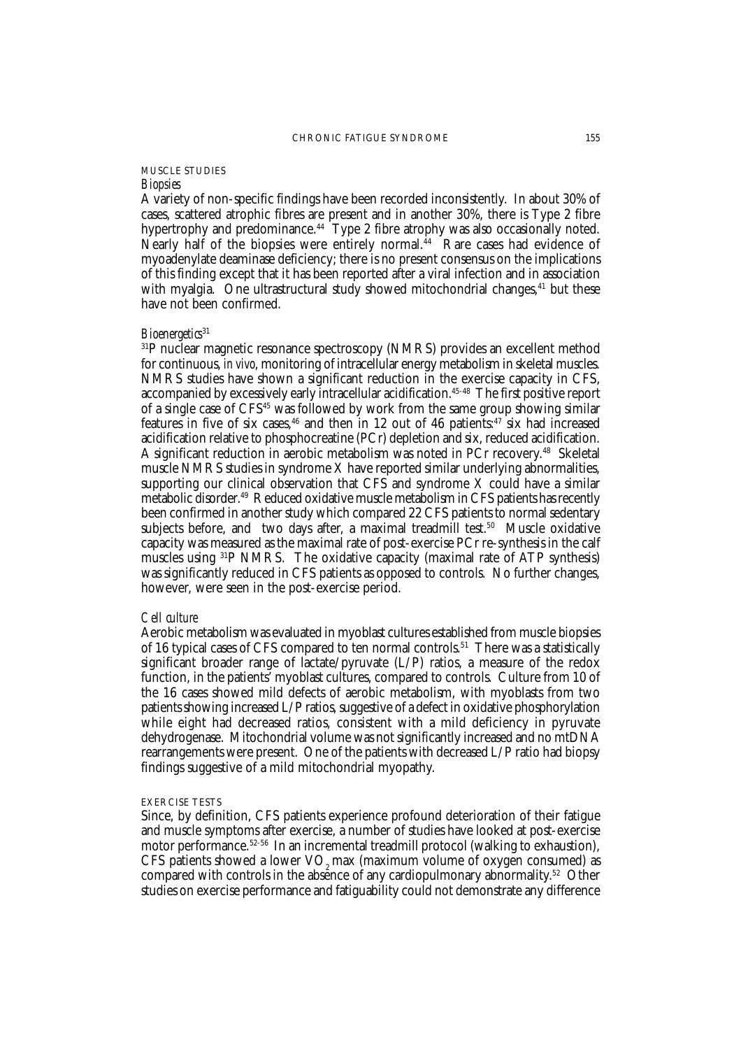## MUSCLE STUDIES

### *Biopsies*

A variety of non-specific findings have been recorded inconsistently. In about 30% of cases, scattered atrophic fibres are present and in another 30%, there is Type 2 fibre hypertrophy and predominance.[44] Type 2 fibre atrophy was also occasionally noted. Nearly half of the biopsies were entirely normal.[44] Rare cases had evidence of myoadenylate deaminase deficiency; there is no present consensus on the implications of this finding except that it has been reported after a viral infection and in association with myalgia. One ultrastructural study showed mitochondrial changes,[41] but these have not been confirmed.

### *Bioenergetics*[31]

$^{31}$P nuclear magnetic resonance spectroscopy (NMRS) provides an excellent method for continuous, *in vivo*, monitoring of intracellular energy metabolism in skeletal muscles. NMRS studies have shown a significant reduction in the exercise capacity in CFS, accompanied by excessively early intracellular acidification.[45-48] The first positive report of a single case of CFS[45] was followed by work from the same group showing similar features in five of six cases,[46] and then in 12 out of 46 patients:[47] six had increased acidification relative to phosphocreatine (PCr) depletion and six, reduced acidification. A significant reduction in aerobic metabolism was noted in PCr recovery.[48] Skeletal muscle NMRS studies in syndrome X have reported similar underlying abnormalities, supporting our clinical observation that CFS and syndrome X could have a similar metabolic disorder.[49] Reduced oxidative muscle metabolism in CFS patients has recently been confirmed in another study which compared 22 CFS patients to normal sedentary subjects before, and two days after, a maximal treadmill test.[50] Muscle oxidative capacity was measured as the maximal rate of post-exercise PCr re-synthesis in the calf muscles using $^{31}$P NMRS. The oxidative capacity (maximal rate of ATP synthesis) was significantly reduced in CFS patients as opposed to controls. No further changes, however, were seen in the post-exercise period.

### *Cell culture*

Aerobic metabolism was evaluated in myoblast cultures established from muscle biopsies of 16 typical cases of CFS compared to ten normal controls.[51] There was a statistically significant broader range of lactate/pyruvate (L/P) ratios, a measure of the redox function, in the patients' myoblast cultures, compared to controls. Culture from 10 of the 16 cases showed mild defects of aerobic metabolism, with myoblasts from two patients showing increased L/P ratios, suggestive of a defect in oxidative phosphorylation while eight had decreased ratios, consistent with a mild deficiency in pyruvate dehydrogenase. Mitochondrial volume was not significantly increased and no mtDNA rearrangements were present. One of the patients with decreased L/P ratio had biopsy findings suggestive of a mild mitochondrial myopathy.

## EXERCISE TESTS

Since, by definition, CFS patients experience profound deterioration of their fatigue and muscle symptoms after exercise, a number of studies have looked at post-exercise motor performance.[52-56] In an incremental treadmill protocol (walking to exhaustion), CFS patients showed a lower $VO_2$ max (maximum volume of oxygen consumed) as compared with controls in the absence of any cardiopulmonary abnormality.[52] Other studies on exercise performance and fatiguability could not demonstrate any difference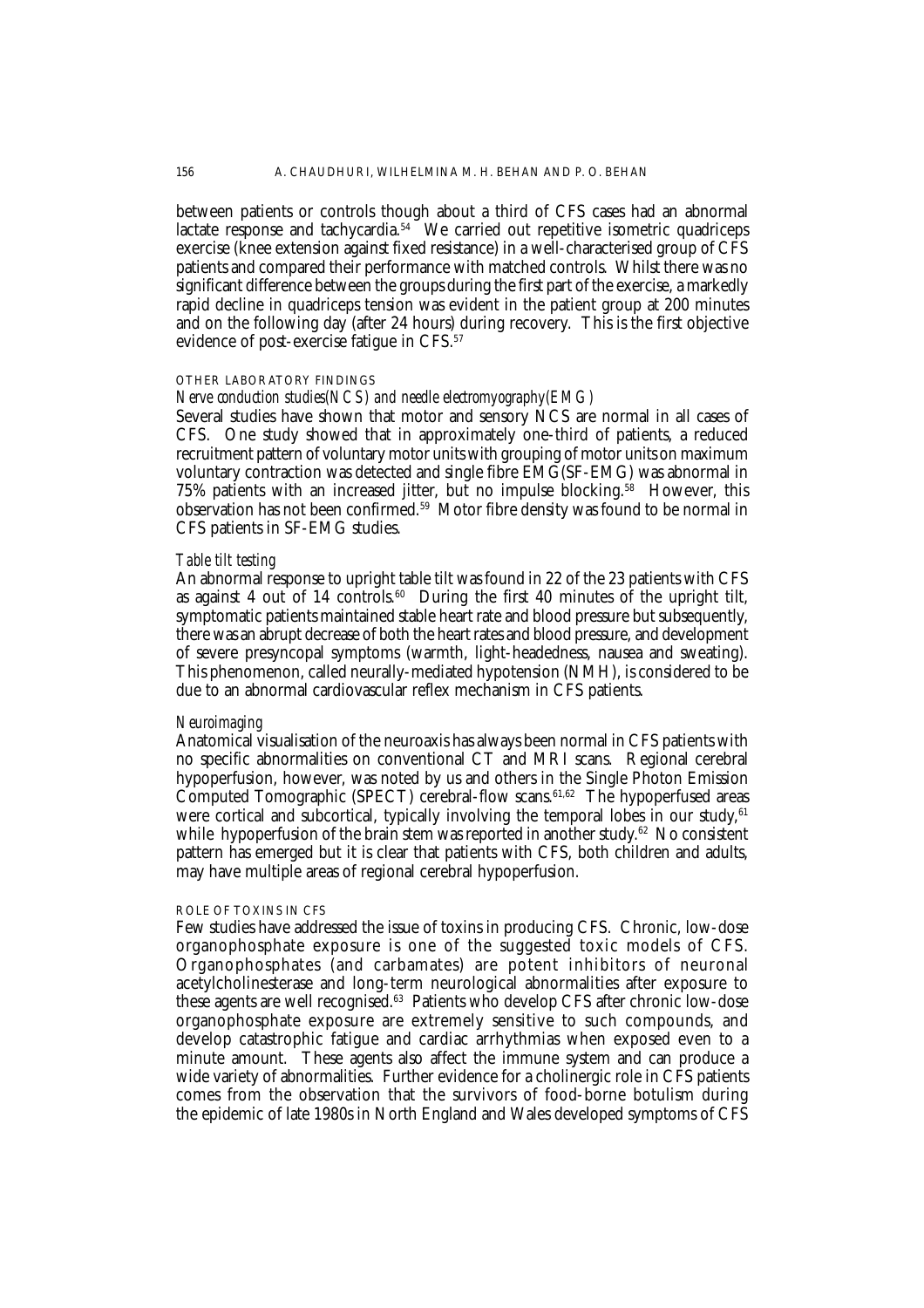between patients or controls though about a third of CFS cases had an abnormal lactate response and tachycardia.[54] We carried out repetitive isometric quadriceps exercise (knee extension against fixed resistance) in a well-characterised group of CFS patients and compared their performance with matched controls. Whilst there was no significant difference between the groups during the first part of the exercise, a markedly rapid decline in quadriceps tension was evident in the patient group at 200 minutes and on the following day (after 24 hours) during recovery. This is the first objective evidence of post-exercise fatigue in CFS.[57]

### OTHER LABORATORY FINDINGS

#### *Nerve conduction studies (NCS) and needle electromyography (EMG)*

Several studies have shown that motor and sensory NCS are normal in all cases of CFS. One study showed that in approximately one-third of patients, a reduced recruitment pattern of voluntary motor units with grouping of motor units on maximum voluntary contraction was detected and single fibre EMG (SF-EMG) was abnormal in 75% patients with an increased jitter, but no impulse blocking.[58] However, this observation has not been confirmed.[59] Motor fibre density was found to be normal in CFS patients in SF-EMG studies.

#### *Table tilt testing*

An abnormal response to upright table tilt was found in 22 of the 23 patients with CFS as against 4 out of 14 controls.[60] During the first 40 minutes of the upright tilt, symptomatic patients maintained stable heart rate and blood pressure but subsequently, there was an abrupt decrease of both the heart rates and blood pressure, and development of severe presyncopal symptoms (warmth, light-headedness, nausea and sweating). This phenomenon, called neurally-mediated hypotension (NMH), is considered to be due to an abnormal cardiovascular reflex mechanism in CFS patients.

#### *Neuroimaging*

Anatomical visualisation of the neuroaxis has always been normal in CFS patients with no specific abnormalities on conventional CT and MRI scans. Regional cerebral hypoperfusion, however, was noted by us and others in the Single Photon Emission Computed Tomographic (SPECT) cerebral-flow scans.[61,62] The hypoperfused areas were cortical and subcortical, typically involving the temporal lobes in our study,[61] while hypoperfusion of the brain stem was reported in another study.[62] No consistent pattern has emerged but it is clear that patients with CFS, both children and adults, may have multiple areas of regional cerebral hypoperfusion.

### ROLE OF TOXINS IN CFS

Few studies have addressed the issue of toxins in producing CFS. Chronic, low-dose organophosphate exposure is one of the suggested toxic models of CFS. Organophosphates (and carbamates) are potent inhibitors of neuronal acetylcholinesterase and long-term neurological abnormalities after exposure to these agents are well recognised.[63] Patients who develop CFS after chronic low-dose organophosphate exposure are extremely sensitive to such compounds, and develop catastrophic fatigue and cardiac arrhythmias when exposed even to a minute amount. These agents also affect the immune system and can produce a wide variety of abnormalities. Further evidence for a cholinergic role in CFS patients comes from the observation that the survivors of food-borne botulism during the epidemic of late 1980s in North England and Wales developed symptoms of CFS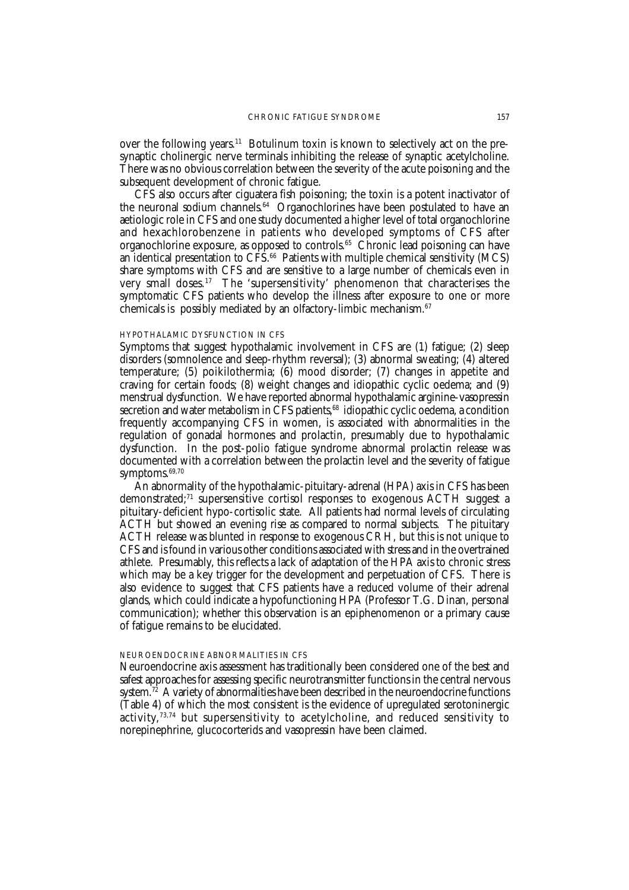over the following years.[11] Botulinum toxin is known to selectively act on the presynaptic cholinergic nerve terminals inhibiting the release of synaptic acetylcholine. There was no obvious correlation between the severity of the acute poisoning and the subsequent development of chronic fatigue.

CFS also occurs after ciguatera fish poisoning; the toxin is a potent inactivator of the neuronal sodium channels.[64] Organochlorines have been postulated to have an aetiologic role in CFS and one study documented a higher level of total organochlorine and hexachlorobenzene in patients who developed symptoms of CFS after organochlorine exposure, as opposed to controls.[65] Chronic lead poisoning can have an identical presentation to CFS.[66] Patients with multiple chemical sensitivity (MCS) share symptoms with CFS and are sensitive to a large number of chemicals even in very small doses.[17] The 'supersensitivity' phenomenon that characterises the symptomatic CFS patients who develop the illness after exposure to one or more chemicals is possibly mediated by an olfactory-limbic mechanism.[67]

### HYPOTHALAMIC DYSFUNCTION IN CFS

Symptoms that suggest hypothalamic involvement in CFS are (1) fatigue; (2) sleep disorders (somnolence and sleep-rhythm reversal); (3) abnormal sweating; (4) altered temperature; (5) poikilothermia; (6) mood disorder; (7) changes in appetite and craving for certain foods; (8) weight changes and idiopathic cyclic oedema; and (9) menstrual dysfunction. We have reported abnormal hypothalamic arginine-vasopressin secretion and water metabolism in CFS patients,[68] idiopathic cyclic oedema, a condition frequently accompanying CFS in women, is associated with abnormalities in the regulation of gonadal hormones and prolactin, presumably due to hypothalamic dysfunction. In the post-polio fatigue syndrome abnormal prolactin release was documented with a correlation between the prolactin level and the severity of fatigue symptoms.[69,70]

An abnormality of the hypothalamic-pituitary-adrenal (HPA) axis in CFS has been demonstrated;[71] supersensitive cortisol responses to exogenous ACTH suggest a pituitary-deficient hypo-cortisolic state. All patients had normal levels of circulating ACTH but showed an evening rise as compared to normal subjects. The pituitary ACTH release was blunted in response to exogenous CRH, but this is not unique to CFS and is found in various other conditions associated with stress and in the overtrained athlete. Presumably, this reflects a lack of adaptation of the HPA axis to chronic stress which may be a key trigger for the development and perpetuation of CFS. There is also evidence to suggest that CFS patients have a reduced volume of their adrenal glands, which could indicate a hypofunctioning HPA (Professor T.G. Dinan, personal communication); whether this observation is an epiphenomenon or a primary cause of fatigue remains to be elucidated.

### NEUROENDOCRINE ABNORMALITIES IN CFS

Neuroendocrine axis assessment has traditionally been considered one of the best and safest approaches for assessing specific neurotransmitter functions in the central nervous system.[72] A variety of abnormalities have been described in the neuroendocrine functions (Table 4) of which the most consistent is the evidence of upregulated serotoninergic activity,[73,74] but supersensitivity to acetylcholine, and reduced sensitivity to norepinephrine, glucocorterids and vasopressin have been claimed.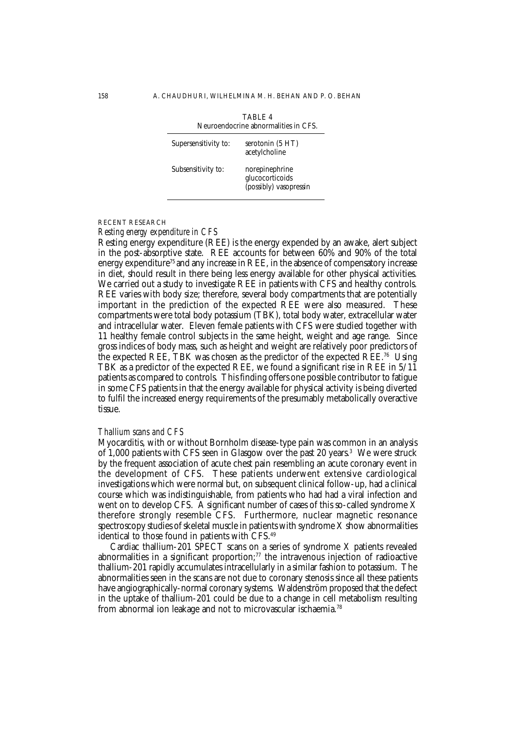TABLE 4
Neuroendocrine abnormalities in CFS.

| | |
|---|---|
| Supersensitivity to: | serotonin (5 HT)<br>acetylcholine |
| Subsensitivity to: | norepinephrine<br>glucocorticoids<br>(possibly) vasopressin |

## RECENT RESEARCH

### *Resting energy expenditure in CFS*

Resting energy expenditure (REE) is the energy expended by an awake, alert subject in the post-absorptive state. REE accounts for between 60% and 90% of the total energy expenditure[75] and any increase in REE, in the absence of compensatory increase in diet, should result in there being less energy available for other physical activities. We carried out a study to investigate REE in patients with CFS and healthy controls. REE varies with body size; therefore, several body compartments that are potentially important in the prediction of the expected REE were also measured. These compartments were total body potassium (TBK), total body water, extracellular water and intracellular water. Eleven female patients with CFS were studied together with 11 healthy female control subjects in the same height, weight and age range. Since gross indices of body mass, such as height and weight are relatively poor predictors of the expected REE, TBK was chosen as the predictor of the expected REE.[76] Using TBK as a predictor of the expected REE, we found a significant rise in REE in 5/11 patients as compared to controls. This finding offers one possible contributor to fatigue in some CFS patients in that the energy available for physical activity is being diverted to fulfil the increased energy requirements of the presumably metabolically overactive tissue.

### *Thallium scans and CFS*

Myocarditis, with or without Bornholm disease-type pain was common in an analysis of 1,000 patients with CFS seen in Glasgow over the past 20 years.[3] We were struck by the frequent association of acute chest pain resembling an acute coronary event in the development of CFS. These patients underwent extensive cardiological investigations which were normal but, on subsequent clinical follow-up, had a clinical course which was indistinguishable, from patients who had had a viral infection and went on to develop CFS. A significant number of cases of this so-called syndrome X therefore strongly resemble CFS. Furthermore, nuclear magnetic resonance spectroscopy studies of skeletal muscle in patients with syndrome X show abnormalities identical to those found in patients with CFS.[49]

Cardiac thallium-201 SPECT scans on a series of syndrome X patients revealed abnormalities in a significant proportion;[77] the intravenous injection of radioactive thallium-201 rapidly accumulates intracellularly in a similar fashion to potassium. The abnormalities seen in the scans are not due to coronary stenosis since all these patients have angiographically-normal coronary systems. Waldenström proposed that the defect in the uptake of thallium-201 could be due to a change in cell metabolism resulting from abnormal ion leakage and not to microvascular ischaemia.[78]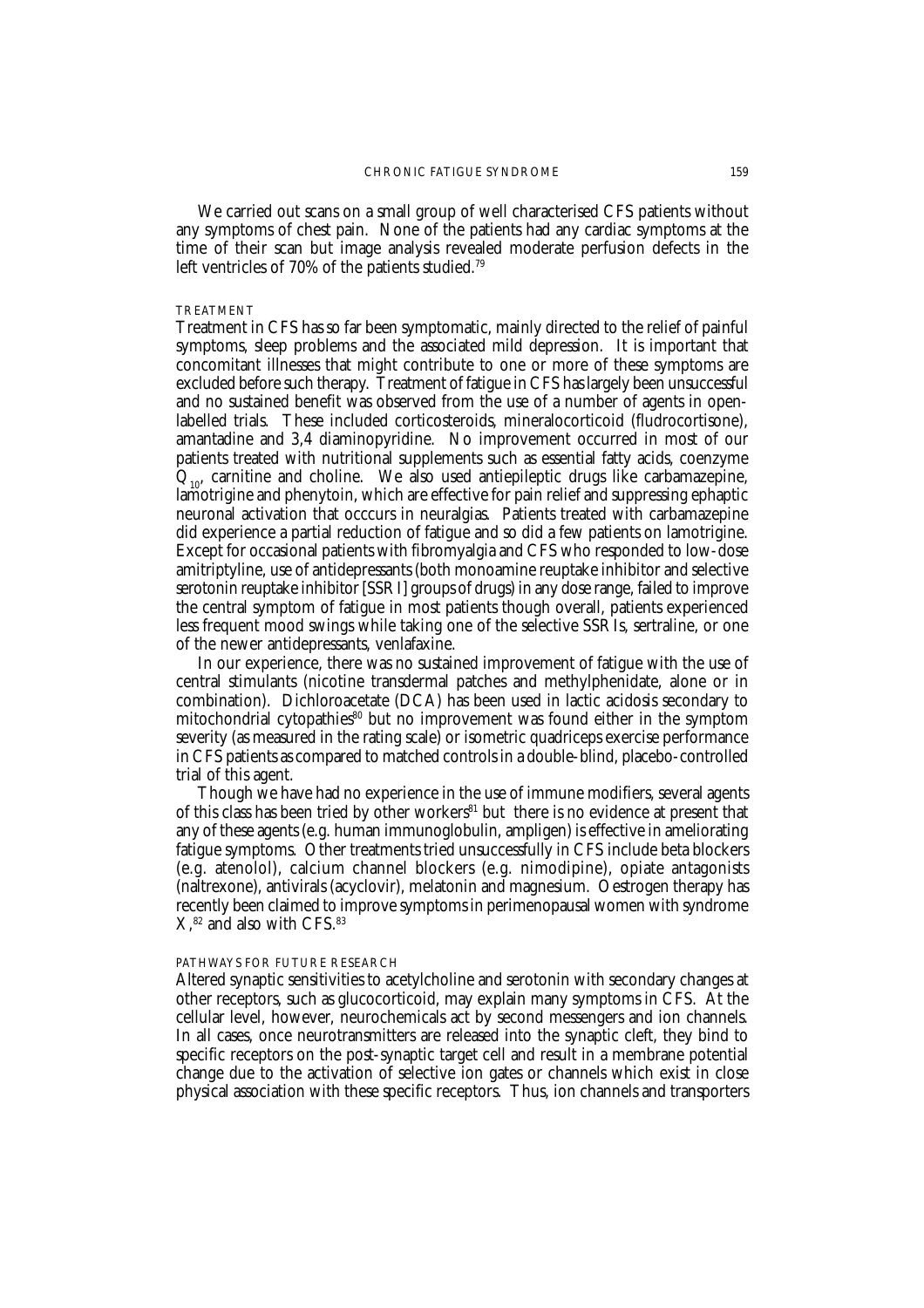We carried out scans on a small group of well characterised CFS patients without any symptoms of chest pain. None of the patients had any cardiac symptoms at the time of their scan but image analysis revealed moderate perfusion defects in the left ventricles of 70% of the patients studied.[79]

## TREATMENT

Treatment in CFS has so far been symptomatic, mainly directed to the relief of painful symptoms, sleep problems and the associated mild depression. It is important that concomitant illnesses that might contribute to one or more of these symptoms are excluded before such therapy. Treatment of fatigue in CFS has largely been unsuccessful and no sustained benefit was observed from the use of a number of agents in open-labelled trials. These included corticosteroids, mineralocorticoid (fludrocortisone), amantadine and 3,4 diaminopyridine. No improvement occurred in most of our patients treated with nutritional supplements such as essential fatty acids, coenzyme $Q_{10}$, carnitine and choline. We also used antiepileptic drugs like carbamazepine, lamotrigine and phenytoin, which are effective for pain relief and suppressing ephaptic neuronal activation that occcurs in neuralgias. Patients treated with carbamazepine did experience a partial reduction of fatigue and so did a few patients on lamotrigine. Except for occasional patients with fibromyalgia and CFS who responded to low-dose amitriptyline, use of antidepressants (both monoamine reuptake inhibitor and selective serotonin reuptake inhibitor [SSRI] groups of drugs) in any dose range, failed to improve the central symptom of fatigue in most patients though overall, patients experienced less frequent mood swings while taking one of the selective SSRIs, sertraline, or one of the newer antidepressants, venlafaxine.

In our experience, there was no sustained improvement of fatigue with the use of central stimulants (nicotine transdermal patches and methylphenidate, alone or in combination). Dichloroacetate (DCA) has been used in lactic acidosis secondary to mitochondrial cytopathies[80] but no improvement was found either in the symptom severity (as measured in the rating scale) or isometric quadriceps exercise performance in CFS patients as compared to matched controls in a double-blind, placebo-controlled trial of this agent.

Though we have had no experience in the use of immune modifiers, several agents of this class has been tried by other workers[81] but there is no evidence at present that any of these agents (e.g. human immunoglobulin, ampligen) is effective in ameliorating fatigue symptoms. Other treatments tried unsuccessfully in CFS include beta blockers (e.g. atenolol), calcium channel blockers (e.g. nimodipine), opiate antagonists (naltrexone), antivirals (acyclovir), melatonin and magnesium. Oestrogen therapy has recently been claimed to improve symptoms in perimenopausal women with syndrome X,[82] and also with CFS.[83]

## PATHWAYS FOR FUTURE RESEARCH

Altered synaptic sensitivities to acetylcholine and serotonin with secondary changes at other receptors, such as glucocorticoid, may explain many symptoms in CFS. At the cellular level, however, neurochemicals act by second messengers and ion channels. In all cases, once neurotransmitters are released into the synaptic cleft, they bind to specific receptors on the post-synaptic target cell and result in a membrane potential change due to the activation of selective ion gates or channels which exist in close physical association with these specific receptors. Thus, ion channels and transporters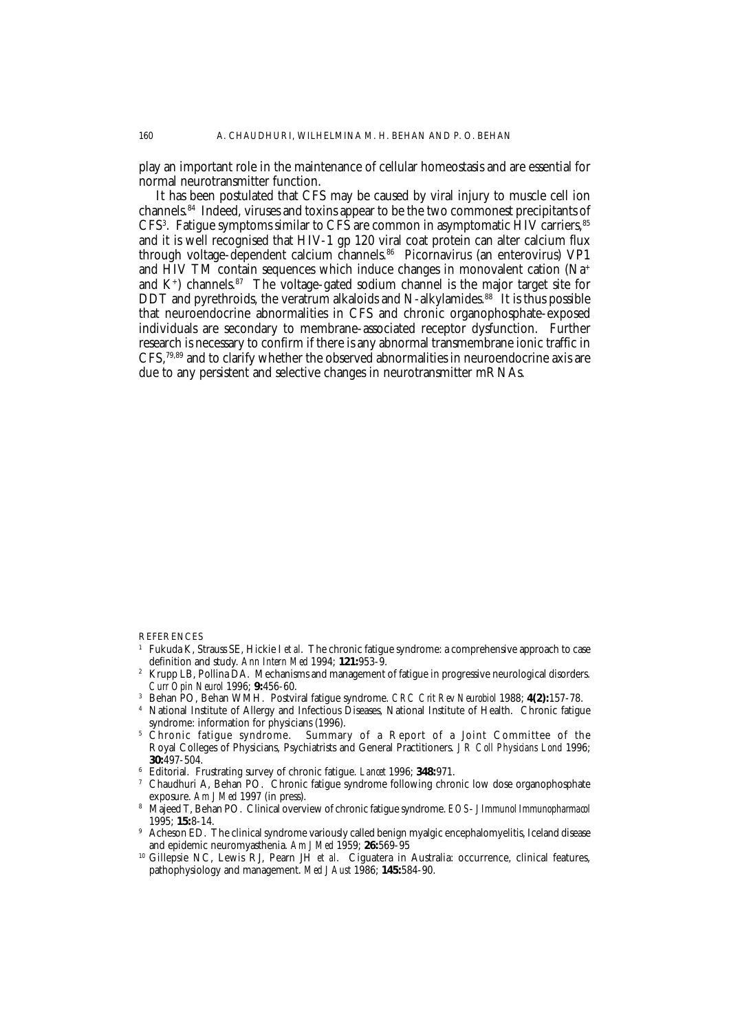play an important role in the maintenance of cellular homeostasis and are essential for normal neurotransmitter function.

It has been postulated that CFS may be caused by viral injury to muscle cell ion channels.[84] Indeed, viruses and toxins appear to be the two commonest precipitants of CFS[3]. Fatigue symptoms similar to CFS are common in asymptomatic HIV carriers,[85] and it is well recognised that HIV-1 gp 120 viral coat protein can alter calcium flux through voltage-dependent calcium channels.[86] Picornavirus (an enterovirus) VP1 and HIV TM contain sequences which induce changes in monovalent cation ($Na^+$ and $K^+$) channels.[87] The voltage-gated sodium channel is the major target site for DDT and pyrethroids, the veratrum alkaloids and N-alkylamides.[88] It is thus possible that neuroendocrine abnormalities in CFS and chronic organophosphate-exposed individuals are secondary to membrane-associated receptor dysfunction. Further research is necessary to confirm if there is any abnormal transmembrane ionic traffic in CFS,[79,89] and to clarify whether the observed abnormalities in neuroendocrine axis are due to any persistent and selective changes in neurotransmitter mRNAs.

REFERENCES

1. Fukuda K, Strauss SE, Hickie I *et al*. The chronic fatigue syndrome: a comprehensive approach to case definition and study. *Ann Intern Med* 1994; **121:**953-9.
2. Krupp LB, Pollina DA. Mechanisms and management of fatigue in progressive neurological disorders. *Curr Opin Neurol* 1996; **9:**456-60.
3. Behan PO, Behan WMH. Postviral fatigue syndrome. *CRC Crit Rev Neurobiol* 1988; **4(2):**157-78.
4. National Institute of Allergy and Infectious Diseases, National Institute of Health. Chronic fatigue syndrome: information for physicians (1996).
5. Chronic fatigue syndrome. Summary of a Report of a Joint Committee of the Royal Colleges of Physicians, Psychiatrists and General Practitioners. *J R Coll Physicians Lond* 1996; **30:**497-504.
6. Editorial. Frustrating survey of chronic fatigue. *Lancet* 1996; **348:**971.
7. Chaudhuri A, Behan PO. Chronic fatigue syndrome following chronic low dose organophosphate exposure. *Am J Med* 1997 (in press).
8. Majeed T, Behan PO. Clinical overview of chronic fatigue syndrome. *EOS- J Immunol Immunopharmacol* 1995; **15:**8-14.
9. Acheson ED. The clinical syndrome variously called benign myalgic encephalomyelitis, Iceland disease and epidemic neuromyasthenia. *Am J Med* 1959; **26:**569-95
10. Gillepsie NC, Lewis RJ, Pearn JH *et al*. Ciguatera in Australia: occurrence, clinical features, pathophysiology and management. *Med J Aust* 1986; **145:**584-90.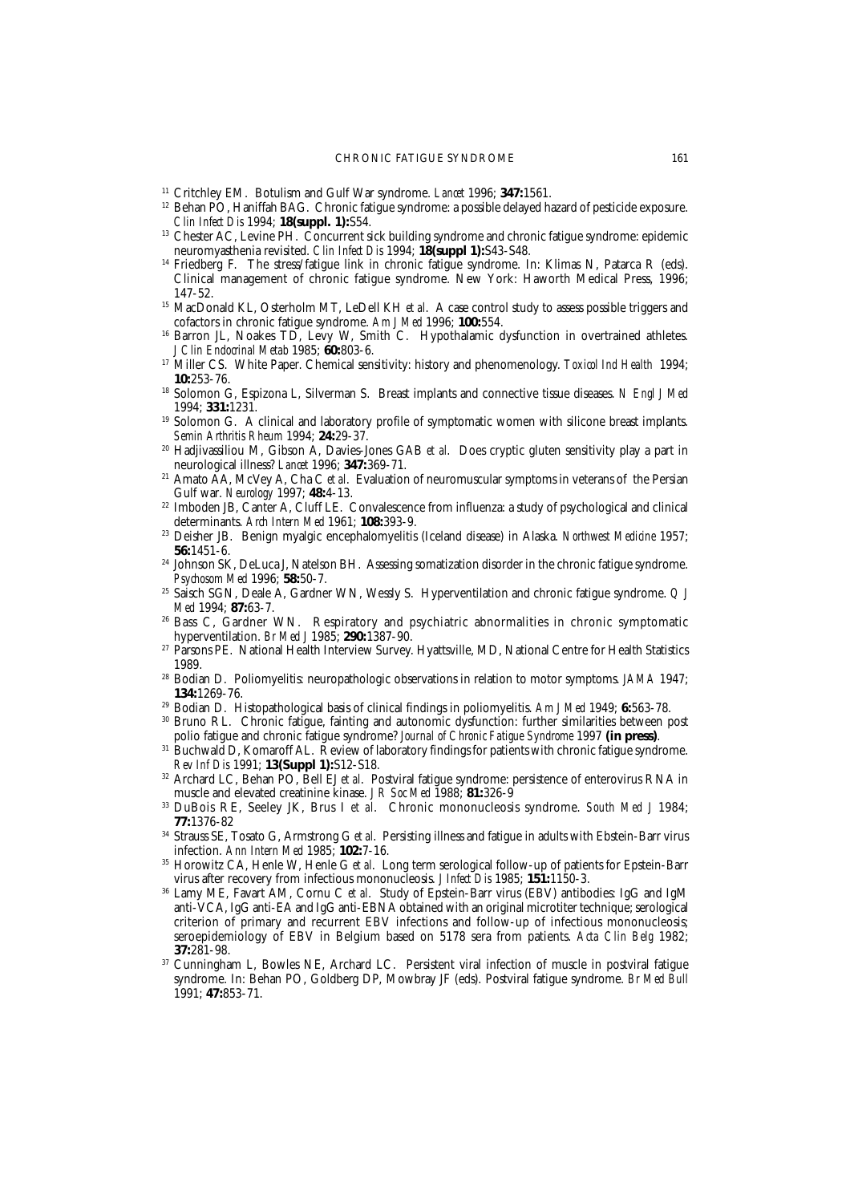11. Critchley EM. Botulism and Gulf War syndrome. *Lancet* 1996; **347:**1561.
12. Behan PO, Haniffah BAG. Chronic fatigue syndrome: a possible delayed hazard of pesticide exposure. *Clin Infect Dis* 1994; **18(suppl. 1):**S54.
13. Chester AC, Levine PH. Concurrent sick building syndrome and chronic fatigue syndrome: epidemic neuromyasthenia revisited. *Clin Infect Dis* 1994; **18(suppl 1):**S43-S48.
14. Friedberg F. The stress/fatigue link in chronic fatigue syndrome. In: Klimas N, Patarca R (eds). Clinical management of chronic fatigue syndrome. New York: Haworth Medical Press, 1996; 147-52.
15. MacDonald KL, Osterholm MT, LeDell KH *et al*. A case control study to assess possible triggers and cofactors in chronic fatigue syndrome. *Am J Med* 1996; **100:**554.
16. Barron JL, Noakes TD, Levy W, Smith C. Hypothalamic dysfunction in overtrained athletes. *J Clin Endocrinal Metab* 1985; **60:**803-6.
17. Miller CS. White Paper. Chemical sensitivity: history and phenomenology. *Toxicol Ind Health* 1994; **10:**253-76.
18. Solomon G, Espizona L, Silverman S. Breast implants and connective tissue diseases. *N Engl J Med* 1994; **331:**1231.
19. Solomon G. A clinical and laboratory profile of symptomatic women with silicone breast implants. *Semin Arthritis Rheum* 1994; **24:**29-37.
20. Hadjivassiliou M, Gibson A, Davies-Jones GAB *et al*. Does cryptic gluten sensitivity play a part in neurological illness? *Lancet* 1996; **347:**369-71.
21. Amato AA, McVey A, Cha C *et al*. Evaluation of neuromuscular symptoms in veterans of the Persian Gulf war. *Neurology* 1997; **48:**4-13.
22. Imboden JB, Canter A, Cluff LE. Convalescence from influenza: a study of psychological and clinical determinants. *Arch Intern Med* 1961; **108:**393-9.
23. Deisher JB. Benign myalgic encephalomyelitis (Iceland disease) in Alaska. *Northwest Medicine* 1957; **56:**1451-6.
24. Johnson SK, DeLuca J, Natelson BH. Assessing somatization disorder in the chronic fatigue syndrome. *Psychosom Med* 1996; **58:**50-7.
25. Saisch SGN, Deale A, Gardner WN, Wessly S. Hyperventilation and chronic fatigue syndrome. *Q J Med* 1994; **87:**63-7.
26. Bass C, Gardner WN. Respiratory and psychiatric abnormalities in chronic symptomatic hyperventilation. *Br Med J* 1985; **290:**1387-90.
27. Parsons PE. National Health Interview Survey. Hyattsville, MD, National Centre for Health Statistics 1989.
28. Bodian D. Poliomyelitis: neuropathologic observations in relation to motor symptoms. *JAMA* 1947; **134:**1269-76.
29. Bodian D. Histopathological basis of clinical findings in poliomyelitis. *Am J Med* 1949; **6:**563-78.
30. Bruno RL. Chronic fatigue, fainting and autonomic dysfunction: further similarities between post polio fatigue and chronic fatigue syndrome? *Journal of Chronic Fatigue Syndrome* 1997 **(in press)**.
31. Buchwald D, Komaroff AL. Review of laboratory findings for patients with chronic fatigue syndrome. *Rev Inf Dis* 1991; **13(Suppl 1):**S12-S18.
32. Archard LC, Behan PO, Bell EJ *et al*. Postviral fatigue syndrome: persistence of enterovirus RNA in muscle and elevated creatinine kinase. *J R Soc Med* 1988; **81:**326-9
33. DuBois RE, Seeley JK, Brus I *et al*. Chronic mononucleosis syndrome. *South Med J* 1984; **77:**1376-82
34. Strauss SE, Tosato G, Armstrong G *et al*. Persisting illness and fatigue in adults with Ebstein-Barr virus infection. *Ann Intern Med* 1985; **102:**7-16.
35. Horowitz CA, Henle W, Henle G *et al*. Long term serological follow-up of patients for Epstein-Barr virus after recovery from infectious mononucleosis. *J Infect Dis* 1985; **151:**1150-3.
36. Lamy ME, Favart AM, Cornu C *et al*. Study of Epstein-Barr virus (EBV) antibodies: IgG and IgM anti-VCA, IgG anti-EA and IgG anti-EBNA obtained with an original microtiter technique; serological criterion of primary and recurrent EBV infections and follow-up of infectious mononucleosis; seroepidemiology of EBV in Belgium based on 5178 sera from patients. *Acta Clin Belg* 1982; **37:**281-98.
37. Cunningham L, Bowles NE, Archard LC. Persistent viral infection of muscle in postviral fatigue syndrome. In: Behan PO, Goldberg DP, Mowbray JF (eds). Postviral fatigue syndrome. *Br Med Bull* 1991; **47:**853-71.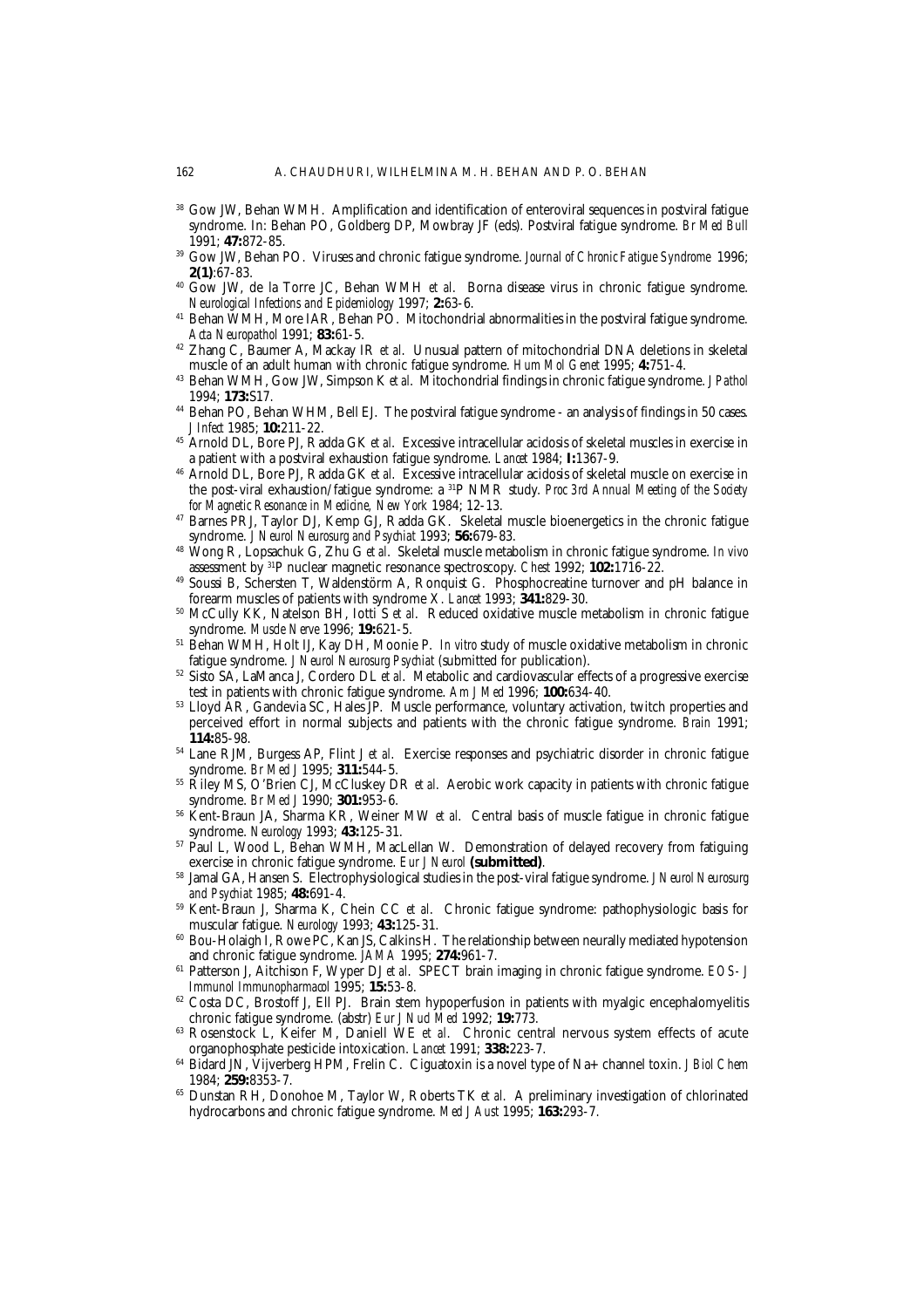38 Gow JW, Behan WMH. Amplification and identification of enteroviral sequences in postviral fatigue syndrome. In: Behan PO, Goldberg DP, Mowbray JF (eds). Postviral fatigue syndrome. *Br Med Bull* 1991; **47:**872-85.

39 Gow JW, Behan PO. Viruses and chronic fatigue syndrome. *Journal of Chronic Fatigue Syndrome* 1996; **2(1)**:67-83.

40 Gow JW, de la Torre JC, Behan WMH *et al*. Borna disease virus in chronic fatigue syndrome. *Neurological Infections and Epidemiology* 1997; **2:**63-6.

41 Behan WMH, More IAR, Behan PO. Mitochondrial abnormalities in the postviral fatigue syndrome. *Acta Neuropathol* 1991; **83:**61-5.

42 Zhang C, Baumer A, Mackay IR *et al*. Unusual pattern of mitochondrial DNA deletions in skeletal muscle of an adult human with chronic fatigue syndrome. *Hum Mol Genet* 1995; **4:**751-4.

43 Behan WMH, Gow JW, Simpson K *et al*. Mitochondrial findings in chronic fatigue syndrome. *J Pathol* 1994; **173:**S17.

44 Behan PO, Behan WHM, Bell EJ. The postviral fatigue syndrome - an analysis of findings in 50 cases. *J Infect* 1985; **10:**211-22.

45 Arnold DL, Bore PJ, Radda GK *et al*. Excessive intracellular acidosis of skeletal muscles in exercise in a patient with a postviral exhaustion fatigue syndrome. *Lancet* 1984; **I:**1367-9.

46 Arnold DL, Bore PJ, Radda GK *et al*. Excessive intracellular acidosis of skeletal muscle on exercise in the post-viral exhaustion/fatigue syndrome: a $^{31}$P NMR study. *Proc 3rd Annual Meeting of the Society for Magnetic Resonance in Medicine, New York* 1984; 12-13.

47 Barnes PRJ, Taylor DJ, Kemp GJ, Radda GK. Skeletal muscle bioenergetics in the chronic fatigue syndrome. *J Neurol Neurosurg and Psychiat* 1993; **56:**679-83.

48 Wong R, Lopsachuk G, Zhu G *et al*. Skeletal muscle metabolism in chronic fatigue syndrome. *In vivo* assessment by $^{31}$P nuclear magnetic resonance spectroscopy. *Chest* 1992; **102:**1716-22.

49 Soussi B, Schersten T, Waldenstörm A, Ronquist G. Phosphocreatine turnover and pH balance in forearm muscles of patients with syndrome X. *Lancet* 1993; **341:**829-30.

50 McCully KK, Natelson BH, Iotti S *et al*. Reduced oxidative muscle metabolism in chronic fatigue syndrome. *Muscle Nerve* 1996; **19:**621-5.

51 Behan WMH, Holt IJ, Kay DH, Moonie P. *In vitro* study of muscle oxidative metabolism in chronic fatigue syndrome. *J Neurol Neurosurg Psychiat* (submitted for publication).

52 Sisto SA, LaManca J, Cordero DL *et al*. Metabolic and cardiovascular effects of a progressive exercise test in patients with chronic fatigue syndrome. *Am J Med* 1996; **100:**634-40.

53 Lloyd AR, Gandevia SC, Hales JP. Muscle performance, voluntary activation, twitch properties and perceived effort in normal subjects and patients with the chronic fatigue syndrome. *Brain* 1991; **114:**85-98.

54 Lane RJM, Burgess AP, Flint J *et al*. Exercise responses and psychiatric disorder in chronic fatigue syndrome. *Br Med J* 1995; **311:**544-5.

55 Riley MS, O'Brien CJ, McCluskey DR *et al*. Aerobic work capacity in patients with chronic fatigue syndrome. *Br Med J* 1990; **301:**953-6.

56 Kent-Braun JA, Sharma KR, Weiner MW *et al*. Central basis of muscle fatigue in chronic fatigue syndrome. *Neurology* 1993; **43:**125-31.

57 Paul L, Wood L, Behan WMH, MacLellan W. Demonstration of delayed recovery from fatiguing exercise in chronic fatigue syndrome. *Eur J Neurol* **(submitted)**.

58 Jamal GA, Hansen S. Electrophysiological studies in the post-viral fatigue syndrome. *J Neurol Neurosurg and Psychiat* 1985; **48:**691-4.

59 Kent-Braun J, Sharma K, Chein CC *et al*. Chronic fatigue syndrome: pathophysiologic basis for muscular fatigue. *Neurology* 1993; **43:**125-31.

60 Bou-Holaigh I, Rowe PC, Kan JS, Calkins H. The relationship between neurally mediated hypotension and chronic fatigue syndrome. *JAMA* 1995; **274:**961-7.

61 Patterson J, Aitchison F, Wyper DJ *et al*. SPECT brain imaging in chronic fatigue syndrome. *EOS- J Immunol Immunopharmacol* 1995; **15:**53-8.

62 Costa DC, Brostoff J, Ell PJ. Brain stem hypoperfusion in patients with myalgic encephalomyelitis chronic fatigue syndrome. (abstr) *Eur J Nucl Med* 1992; **19:**773.

63 Rosenstock L, Keifer M, Daniell WE *et al*. Chronic central nervous system effects of acute organophosphate pesticide intoxication. *Lancet* 1991; **338:**223-7.

64 Bidard JN, Vijverberg HPM, Frelin C. Ciguatoxin is a novel type of Na+ channel toxin. *J Biol Chem* 1984; **259:**8353-7.

65 Dunstan RH, Donohoe M, Taylor W, Roberts TK *et al*. A preliminary investigation of chlorinated hydrocarbons and chronic fatigue syndrome. *Med J Aust* 1995; **163:**293-7.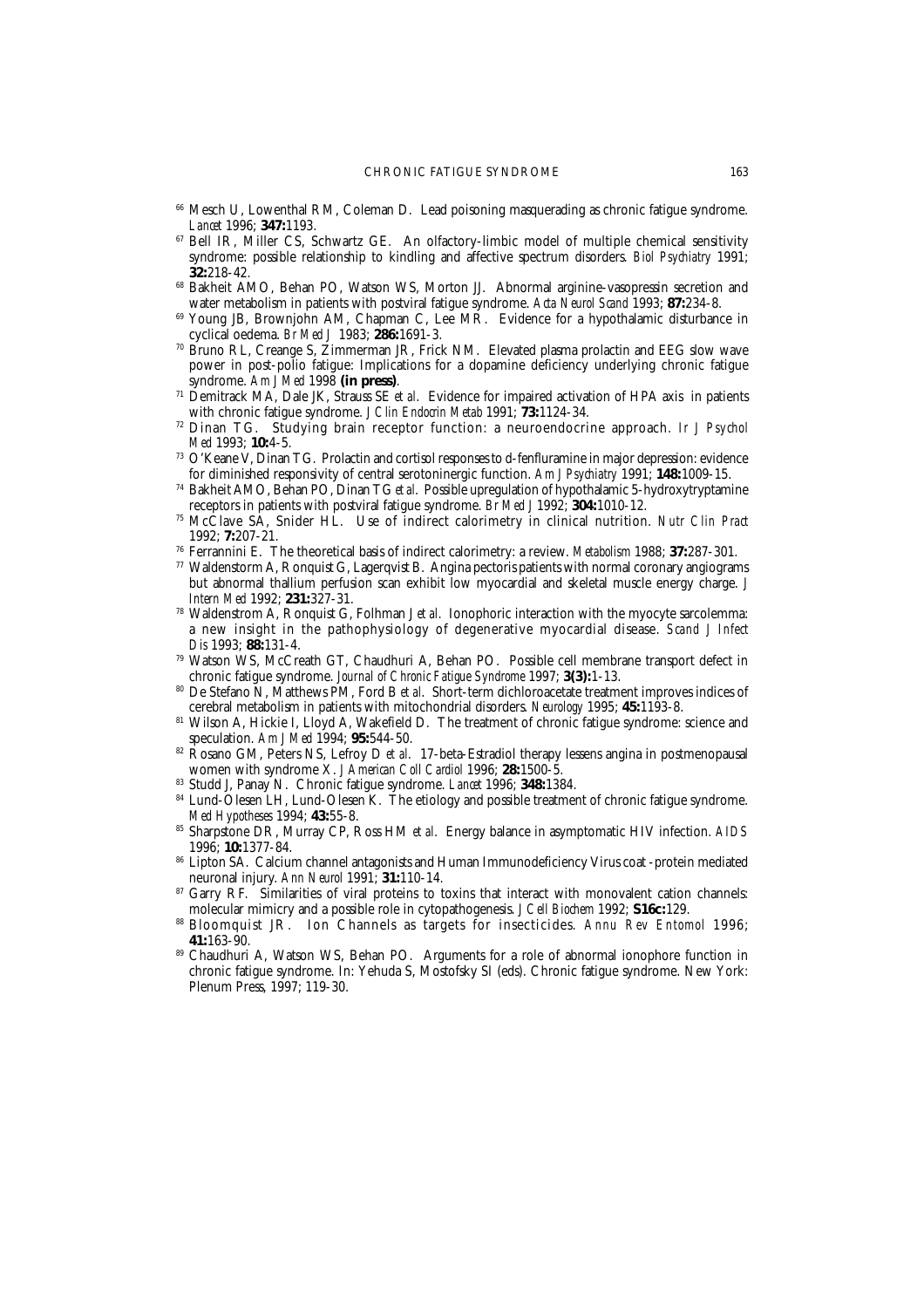66. Mesch U, Lowenthal RM, Coleman D. Lead poisoning masquerading as chronic fatigue syndrome. *Lancet* 1996; **347:**1193.
67. Bell IR, Miller CS, Schwartz GE. An olfactory-limbic model of multiple chemical sensitivity syndrome: possible relationship to kindling and affective spectrum disorders. *Biol Psychiatry* 1991; **32:**218-42.
68. Bakheit AMO, Behan PO, Watson WS, Morton JJ. Abnormal arginine-vasopressin secretion and water metabolism in patients with postviral fatigue syndrome. *Acta Neurol Scand* 1993; **87:**234-8.
69. Young JB, Brownjohn AM, Chapman C, Lee MR. Evidence for a hypothalamic disturbance in cyclical oedema. *Br Med J* 1983; **286:**1691-3.
70. Bruno RL, Creange S, Zimmerman JR, Frick NM. Elevated plasma prolactin and EEG slow wave power in post-polio fatigue: Implications for a dopamine deficiency underlying chronic fatigue syndrome. *Am J Med* 1998 **(in press)**.
71. Demitrack MA, Dale JK, Strauss SE *et al*. Evidence for impaired activation of HPA axis in patients with chronic fatigue syndrome. *J Clin Endocrin Metab* 1991; **73:**1124-34.
72. Dinan TG. Studying brain receptor function: a neuroendocrine approach. *Ir J Psychol Med* 1993; **10:**4-5.
73. O'Keane V, Dinan TG. Prolactin and cortisol responses to d-fenfluramine in major depression: evidence for diminished responsivity of central serotoninergic function. *Am J Psychiatry* 1991; **148:**1009-15.
74. Bakheit AMO, Behan PO, Dinan TG *et al*. Possible upregulation of hypothalamic 5-hydroxytryptamine receptors in patients with postviral fatigue syndrome. *Br Med J* 1992; **304:**1010-12.
75. McClave SA, Snider HL. Use of indirect calorimetry in clinical nutrition. *Nutr Clin Pract* 1992; **7:**207-21.
76. Ferrannini E. The theoretical basis of indirect calorimetry: a review. *Metabolism* 1988; **37:**287-301.
77. Waldenstorm A, Ronquist G, Lagerqvist B. Angina pectoris patients with normal coronary angiograms but abnormal thallium perfusion scan exhibit low myocardial and skeletal muscle energy charge. *J Intern Med* 1992; **231:**327-31.
78. Waldenstrom A, Ronquist G, Folhman J *et al*. Ionophoric interaction with the myocyte sarcolemma: a new insight in the pathophysiology of degenerative myocardial disease. *Scand J Infect Dis* 1993; **88:**131-4.
79. Watson WS, McCreath GT, Chaudhuri A, Behan PO. Possible cell membrane transport defect in chronic fatigue syndrome. *Journal of Chronic Fatigue Syndrome* 1997; **3(3):**1-13.
80. De Stefano N, Matthews PM, Ford B *et al*. Short-term dichloroacetate treatment improves indices of cerebral metabolism in patients with mitochondrial disorders. *Neurology* 1995; **45:**1193-8.
81. Wilson A, Hickie I, Lloyd A, Wakefield D. The treatment of chronic fatigue syndrome: science and speculation. *Am J Med* 1994; **95:**544-50.
82. Rosano GM, Peters NS, Lefroy D *et al*. 17-beta-Estradiol therapy lessens angina in postmenopausal women with syndrome X. *J American Coll Cardiol* 1996; **28:**1500-5.
83. Studd J, Panay N. Chronic fatigue syndrome. *Lancet* 1996; **348:**1384.
84. Lund-Olesen LH, Lund-Olesen K. The etiology and possible treatment of chronic fatigue syndrome. *Med Hypotheses* 1994; **43:**55-8.
85. Sharpstone DR, Murray CP, Ross HM *et al*. Energy balance in asymptomatic HIV infection. *AIDS* 1996; **10:**1377-84.
86. Lipton SA. Calcium channel antagonists and Human Immunodeficiency Virus coat-protein mediated neuronal injury. *Ann Neurol* 1991; **31:**110-14.
87. Garry RF. Similarities of viral proteins to toxins that interact with monovalent cation channels: molecular mimicry and a possible role in cytopathogenesis. *J Cell Biochem* 1992; **S16c:**129.
88. Bloomquist JR. Ion Channels as targets for insecticides. *Annu Rev Entomol* 1996; **41:**163-90.
89. Chaudhuri A, Watson WS, Behan PO. Arguments for a role of abnormal ionophore function in chronic fatigue syndrome. In: Yehuda S, Mostofsky SI (eds). Chronic fatigue syndrome. New York: Plenum Press, 1997; 119-30.